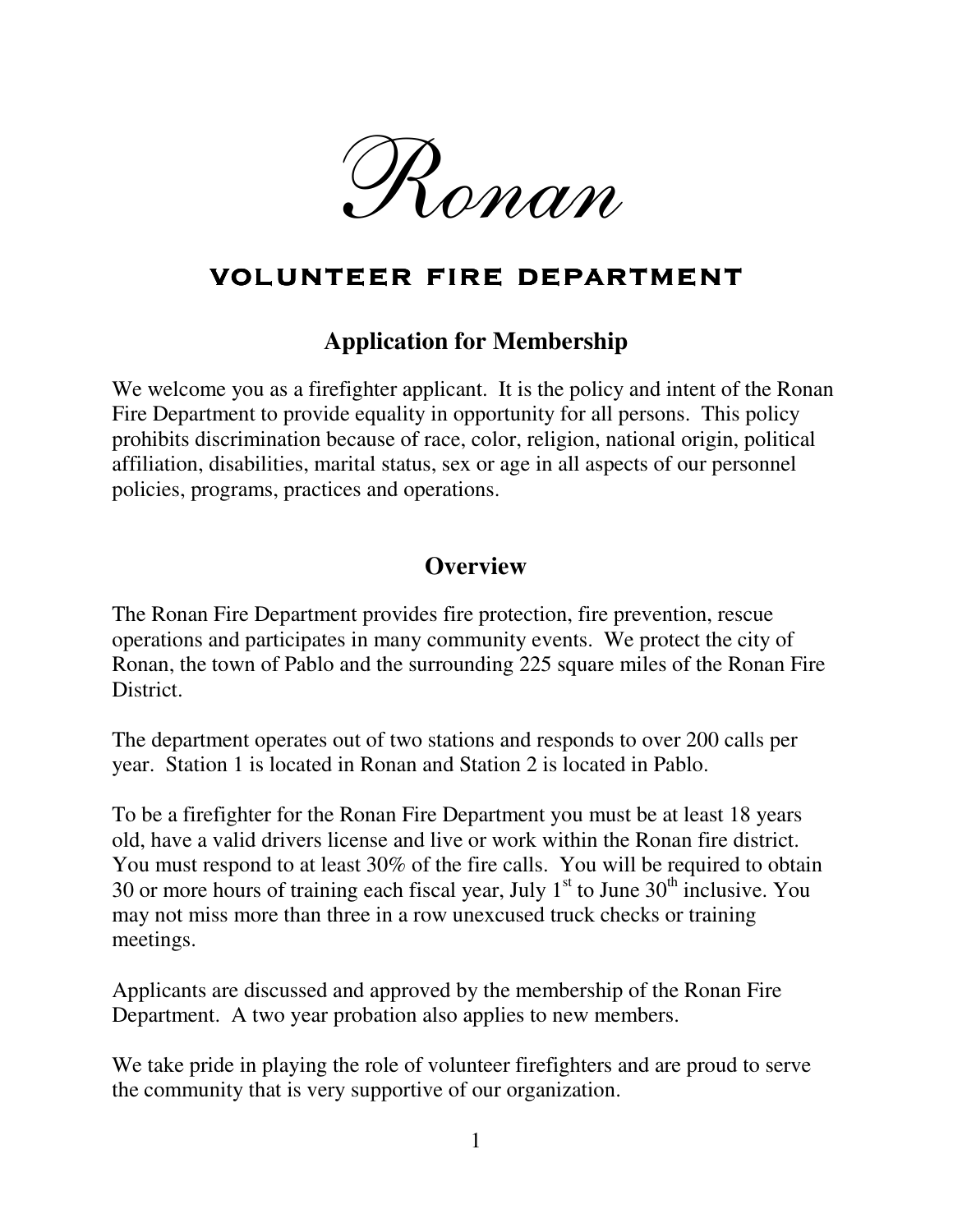# Ronan

## VOLUNTEER FIRE DEPARTMENT

### Application for Membership

We welcome you as a firefighter applicant. It is the policy and intent of the Ronan Fire Department to provide equality in opportunity for all persons. This policy prohibits discrimination because of race, color, religion, national origin, political affiliation, disabilities, marital status, sex or age in all aspects of our personnel policies, programs, practices and operations.

### Overview

The Ronan Fire Department provides fire protection, fire prevention, rescue operations and participates in many community events. We protect the city of Ronan, the town of Pablo and the surrounding 225 square miles of the Ronan Fire District.

The department operates out of two stations and responds to over 200 calls per year. Station 1 is located in Ronan and Station 2 is located in Pablo.

To be a firefighter for the Ronan Fire Department you must be at least 18 years old, have a valid drivers license and live or work within the Ronan fire district. You must respond to at least 30% of the fire calls. You will be required to obtain 30 or more hours of training each fiscal year, July 1st to June 30th inclusive. You may not miss more than three in a row unexcused truck checks or training meetings.

Applicants are discussed and approved by the membership of the Ronan Fire Department. A two year probation also applies to new members.

We take pride in playing the role of volunteer firefighters and are proud to serve the community that is very supportive of our organization.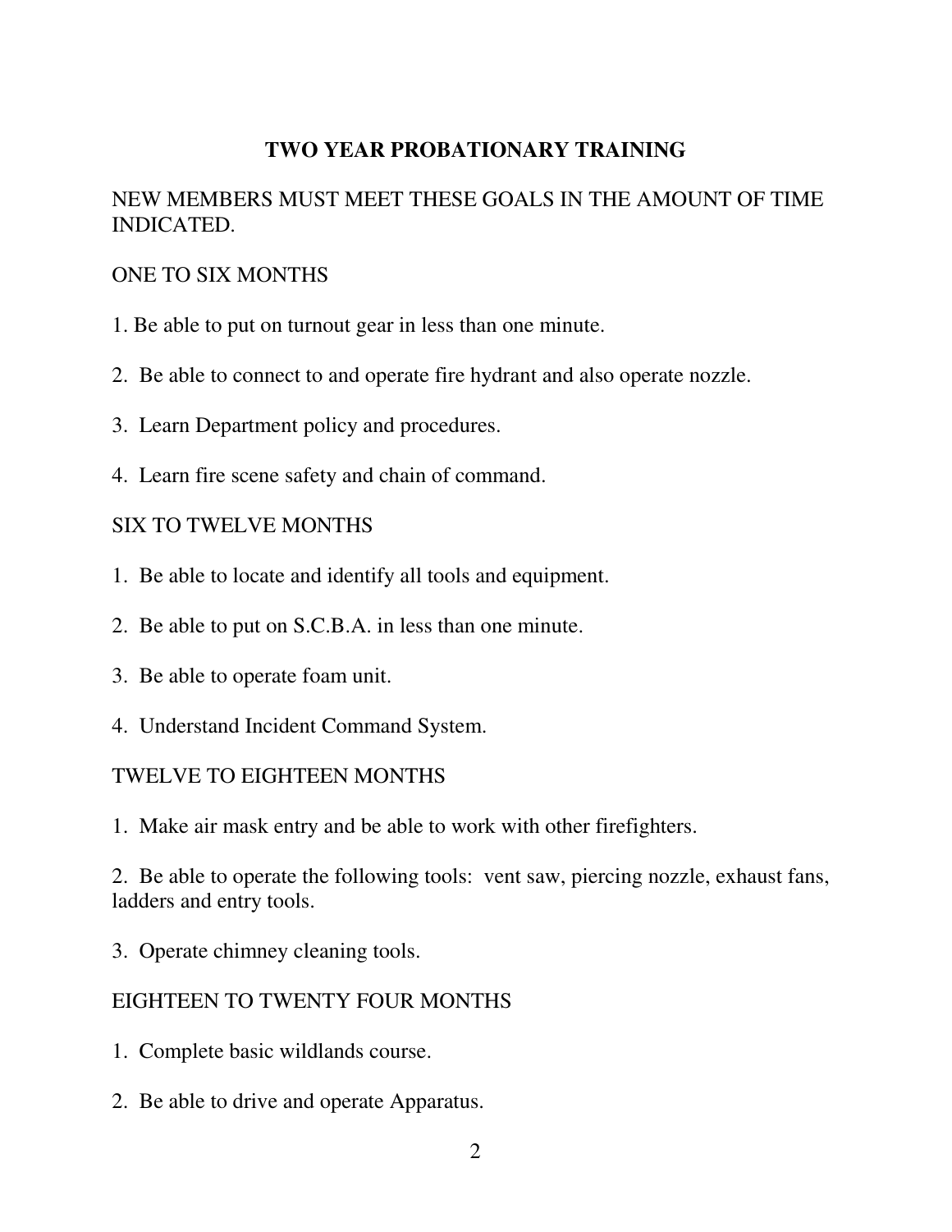# TWO YEAR PROBATIONARY TRAINING

NEW MEMBERS MUST MEET THESE GOALS IN THE AMOUNT OF TIME INDICATED.

ONE TO SIX MONTHS

1. Be able to put on turnout gear in less than one minute.

2. Be able to connect to and operate fire hydrant and also operate nozzle.

3. Learn Department policy and procedures.

4. Learn fire scene safety and chain of command.

SIX TO TWELVE MONTHS

1. Be able to locate and identify all tools and equipment.

2. Be able to put on S.C.B.A. in less than one minute.

3. Be able to operate foam unit.

4. Understand Incident Command System.

TWELVE TO EIGHTEEN MONTHS

1. Make air mask entry and be able to work with other firefighters.

2. Be able to operate the following tools: vent saw, piercing nozzle, exhaust fans, ladders and entry tools.

3. Operate chimney cleaning tools.

EIGHTEEN TO TWENTY FOUR MONTHS

1. Complete basic wildlands course.

2. Be able to drive and operate Apparatus.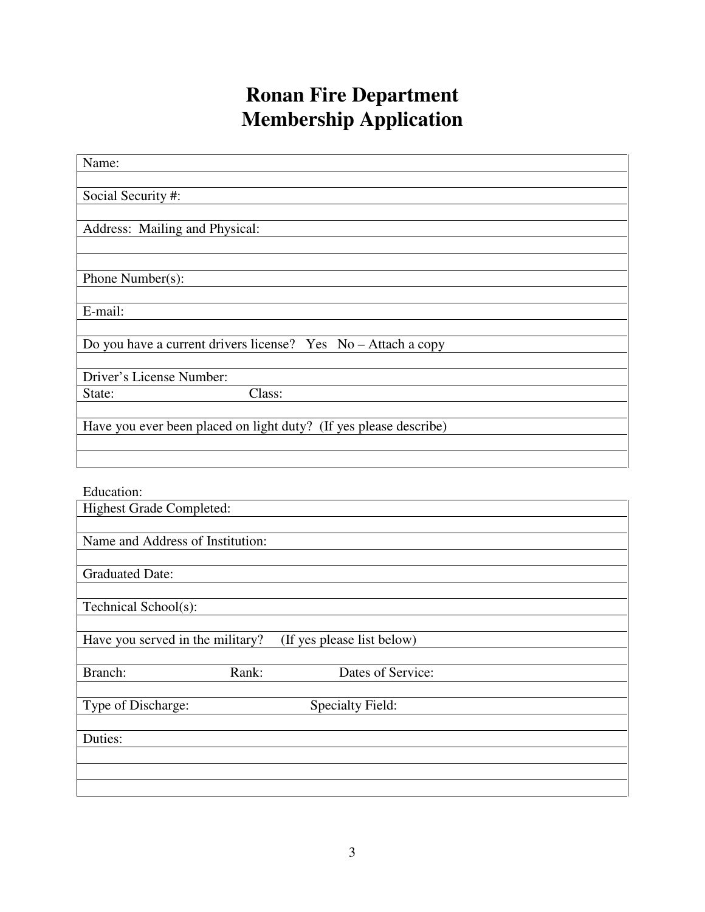# Ronan Fire Department
# Membership Application

| Name: |
|---|
| |
| Social Security #: |
| |
| Address: Mailing and Physical: |
| |
| |
| Phone Number(s): |
| |
| E-mail: |
| |
| Do you have a current drivers license? Yes No – Attach a copy |
| |
| Driver's License Number: |
| State: Class: |
| |
| Have you ever been placed on light duty? (If yes please describe) |
| |
| |

Education:

| Highest Grade Completed: |
|---|
| |
| Name and Address of Institution: |
| |
| Graduated Date: |
| |
| Technical School(s): |
| |
| Have you served in the military? (If yes please list below) |
| |
| Branch: Rank: Dates of Service: |
| |
| Type of Discharge: Specialty Field: |
| |
| Duties: |
| |
| |
| |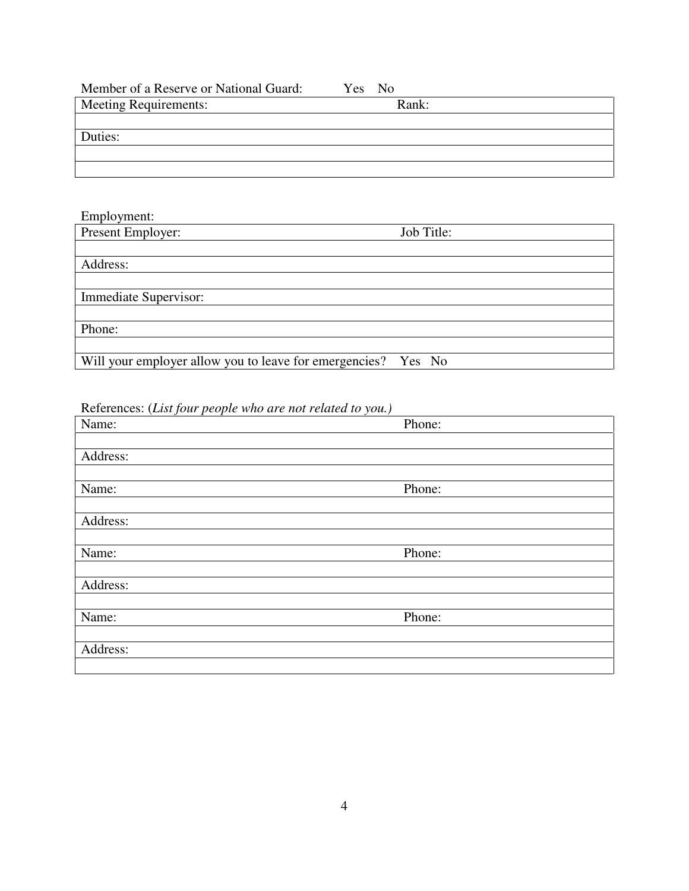Member of a Reserve or National Guard: Yes No

| Meeting Requirements: | Rank: |
|---|---|
| | |
| Duties: | |
| | |
| | |

Employment:

| Present Employer: | Job Title: |
|---|---|
| | |
| Address: | |
| | |
| Immediate Supervisor: | |
| | |
| Phone: | |
| | |
| Will your employer allow you to leave for emergencies? Yes No | |

References: (*List four people who are not related to you.*)

| Name: | Phone: |
|---|---|
| | |
| Address: | |
| | |
| Name: | Phone: |
| | |
| Address: | |
| | |
| Name: | Phone: |
| | |
| Address: | |
| | |
| Name: | Phone: |
| | |
| Address: | |
| | |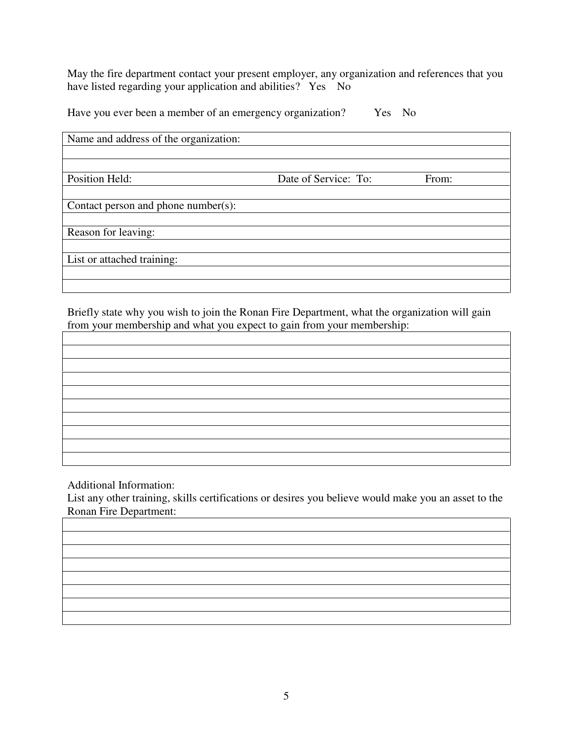May the fire department contact your present employer, any organization and references that you have listed regarding your application and abilities? Yes No

Have you ever been a member of an emergency organization? Yes No

| Name and address of the organization: | | |
|---|---|---|
| | | |
| | | |
| Position Held: | Date of Service: To: | From: |
| | | |
| Contact person and phone number(s): | | |
| | | |
| Reason for leaving: | | |
| | | |
| List or attached training: | | |
| | | |
| | | |

Briefly state why you wish to join the Ronan Fire Department, what the organization will gain from your membership and what you expect to gain from your membership:

| |
|---|
| |
| |
| |
| |
| |
| |
| |
| |
| |

Additional Information:

List any other training, skills certifications or desires you believe would make you an asset to the Ronan Fire Department:

| |
|---|
| |
| |
| |
| |
| |
| |
| |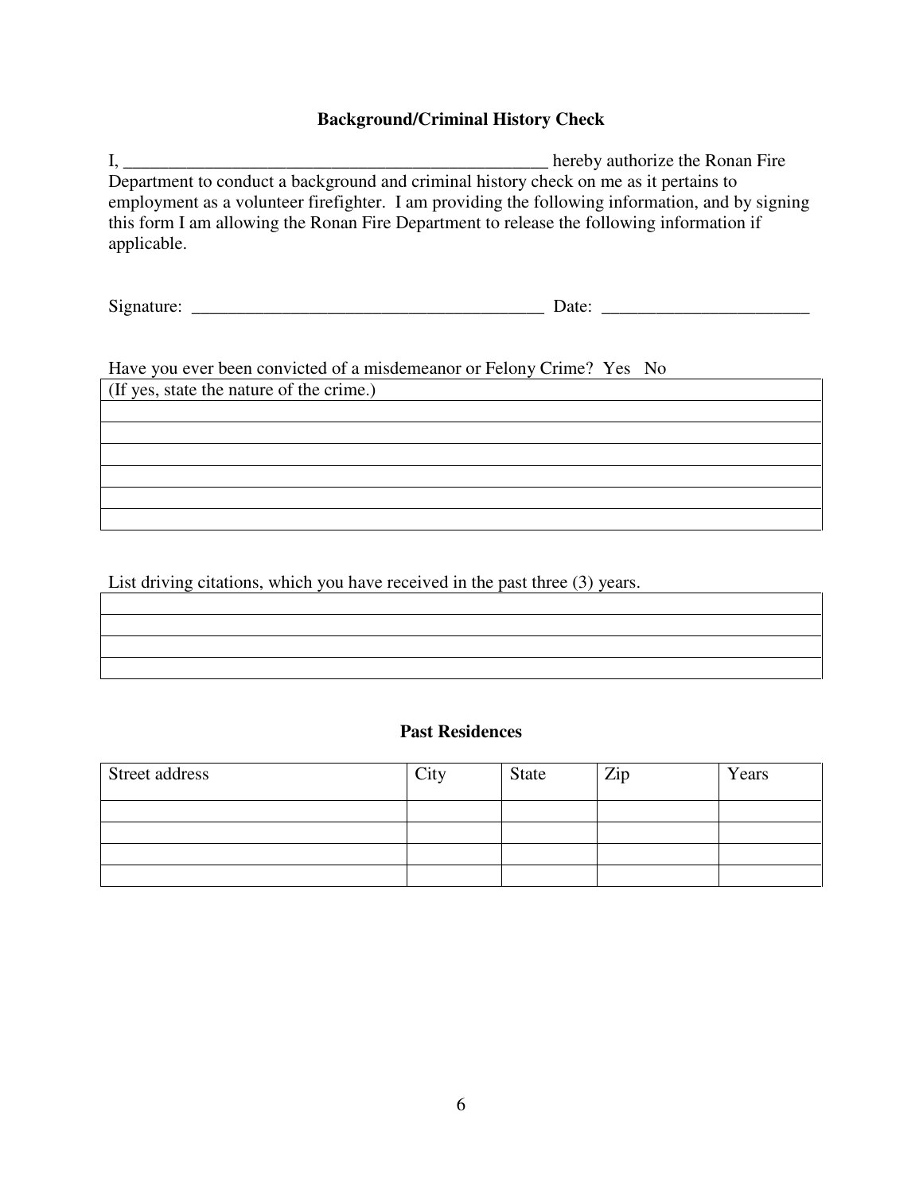## Background/Criminal History Check

I, __________________________________________________ hereby authorize the Ronan Fire Department to conduct a background and criminal history check on me as it pertains to employment as a volunteer firefighter. I am providing the following information, and by signing this form I am allowing the Ronan Fire Department to release the following information if applicable.

Signature: ________________________________________ Date: _______________________

Have you ever been convicted of a misdemeanor or Felony Crime? Yes No

| (If yes, state the nature of the crime.) |
|---|
| |
| |
| |
| |
| |
| |

List driving citations, which you have received in the past three (3) years.

| |
|---|
| |
| |
| |
| |

## Past Residences

| Street address | City | State | Zip | Years |
|---|---|---|---|---|
| | | | | |
| | | | | |
| | | | | |
| | | | | |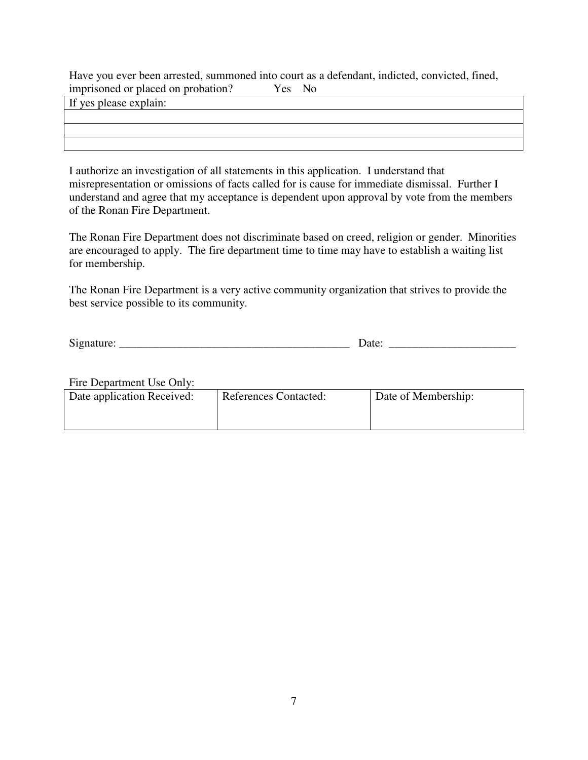Have you ever been arrested, summoned into court as a defendant, indicted, convicted, fined, imprisoned or placed on probation? Yes No

| If yes please explain: |
| --- |
| |
| |
| |

I authorize an investigation of all statements in this application. I understand that misrepresentation or omissions of facts called for is cause for immediate dismissal. Further I understand and agree that my acceptance is dependent upon approval by vote from the members of the Ronan Fire Department.

The Ronan Fire Department does not discriminate based on creed, religion or gender. Minorities are encouraged to apply. The fire department time to time may have to establish a waiting list for membership.

The Ronan Fire Department is a very active community organization that strives to provide the best service possible to its community.

Signature: ________________________________________ Date: ______________________

Fire Department Use Only:

| Date application Received: | References Contacted: | Date of Membership: |
| --- | --- | --- |
| | | |